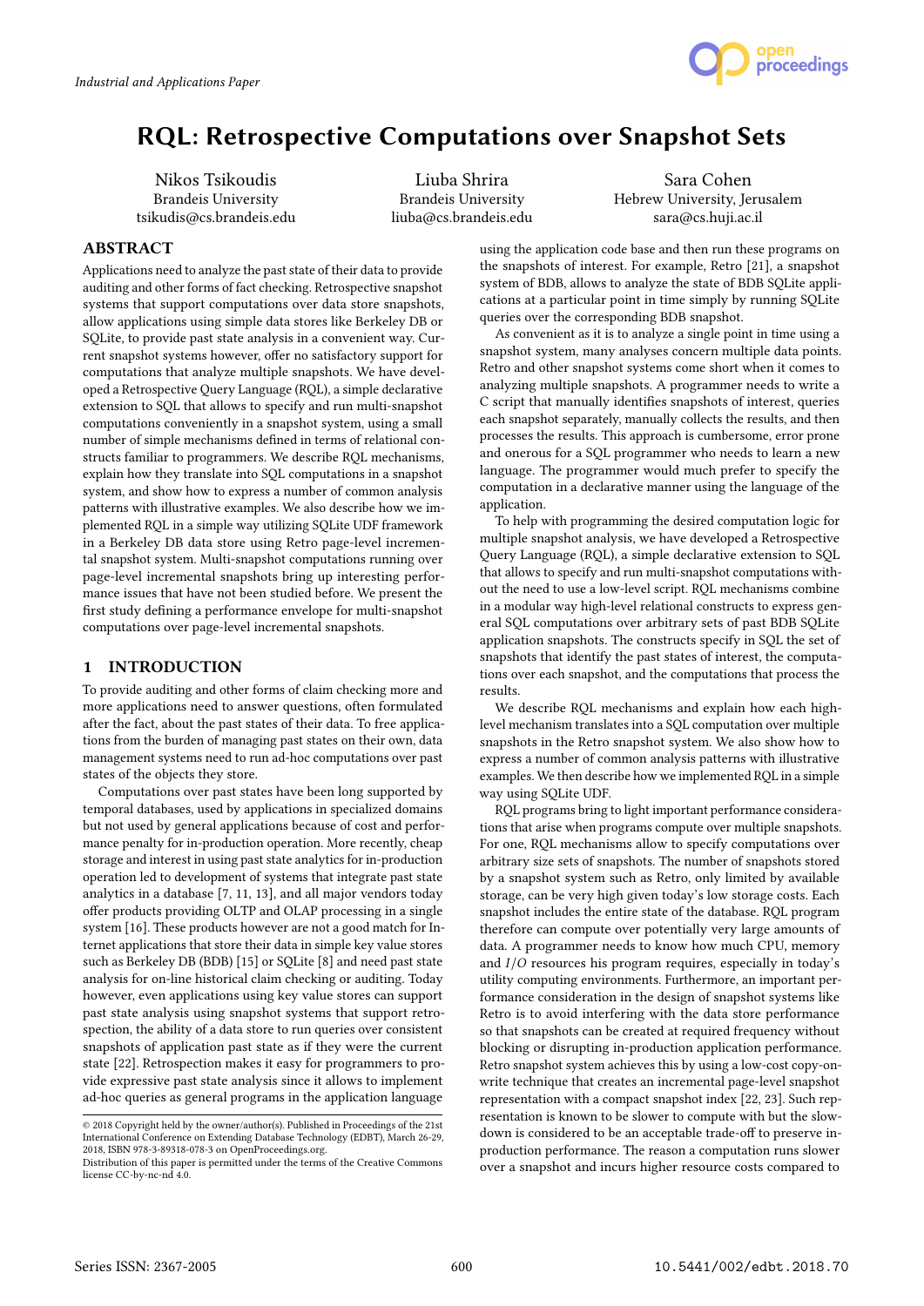Industrial and Applications Paper

# RQL: Retrospective Computations over Snapshot Sets

Nikos Tsikoudis
Brandeis University
tsikudis@cs.brandeis.edu

Liuba Shrira
Brandeis University
liuba@cs.brandeis.edu

Sara Cohen
Hebrew University, Jerusalem
sara@cs.huji.ac.il

## ABSTRACT

Applications need to analyze the past state of their data to provide auditing and other forms of fact checking. Retrospective snapshot systems that support computations over data store snapshots, allow applications using simple data stores like Berkeley DB or SQLite, to provide past state analysis in a convenient way. Current snapshot systems however, offer no satisfactory support for computations that analyze multiple snapshots. We have developed a Retrospective Query Language (RQL), a simple declarative extension to SQL that allows to specify and run multi-snapshot computations conveniently in a snapshot system, using a small number of simple mechanisms defined in terms of relational constructs familiar to programmers. We describe RQL mechanisms, explain how they translate into SQL computations in a snapshot system, and show how to express a number of common analysis patterns with illustrative examples. We also describe how we implemented RQL in a simple way utilizing SQLite UDF framework in a Berkeley DB data store using Retro page-level incremental snapshot system. Multi-snapshot computations running over page-level incremental snapshots bring up interesting performance issues that have not been studied before. We present the first study defining a performance envelope for multi-snapshot computations over page-level incremental snapshots.

## 1 INTRODUCTION

To provide auditing and other forms of claim checking more and more applications need to answer questions, often formulated after the fact, about the past states of their data. To free applications from the burden of managing past states on their own, data management systems need to run ad-hoc computations over past states of the objects they store.

Computations over past states have been long supported by temporal databases, used by applications in specialized domains but not used by general applications because of cost and performance penalty for in-production operation. More recently, cheap storage and interest in using past state analytics for in-production operation led to development of systems that integrate past state analytics in a database [7, 11, 13], and all major vendors today offer products providing OLTP and OLAP processing in a single system [16]. These products however are not a good match for Internet applications that store their data in simple key value stores such as Berkeley DB (BDB) [15] or SQLite [8] and need past state analysis for on-line historical claim checking or auditing. Today however, even applications using key value stores can support past state analysis using snapshot systems that support retrospection, the ability of a data store to run queries over consistent snapshots of application past state as if they were the current state [22]. Retrospection makes it easy for programmers to provide expressive past state analysis since it allows to implement ad-hoc queries as general programs in the application language using the application code base and then run these programs on the snapshots of interest. For example, Retro [21], a snapshot system of BDB, allows to analyze the state of BDB SQLite applications at a particular point in time simply by running SQLite queries over the corresponding BDB snapshot.

As convenient as it is to analyze a single point in time using a snapshot system, many analyses concern multiple data points. Retro and other snapshot systems come short when it comes to analyzing multiple snapshots. A programmer needs to write a C script that manually identifies snapshots of interest, queries each snapshot separately, manually collects the results, and then processes the results. This approach is cumbersome, error prone and onerous for a SQL programmer who needs to learn a new language. The programmer would much prefer to specify the computation in a declarative manner using the language of the application.

To help with programming the desired computation logic for multiple snapshot analysis, we have developed a Retrospective Query Language (RQL), a simple declarative extension to SQL that allows to specify and run multi-snapshot computations without the need to use a low-level script. RQL mechanisms combine in a modular way high-level relational constructs to express general SQL computations over arbitrary sets of past BDB SQLite application snapshots. The constructs specify in SQL the set of snapshots that identify the past states of interest, the computations over each snapshot, and the computations that process the results.

We describe RQL mechanisms and explain how each high-level mechanism translates into a SQL computation over multiple snapshots in the Retro snapshot system. We also show how to express a number of common analysis patterns with illustrative examples. We then describe how we implemented RQL in a simple way using SQLite UDF.

RQL programs bring to light important performance considerations that arise when programs compute over multiple snapshots. For one, RQL mechanisms allow to specify computations over arbitrary size sets of snapshots. The number of snapshots stored by a snapshot system such as Retro, only limited by available storage, can be very high given today's low storage costs. Each snapshot includes the entire state of the database. RQL program therefore can compute over potentially very large amounts of data. A programmer needs to know how much CPU, memory and $I/O$ resources his program requires, especially in today's utility computing environments. Furthermore, an important performance consideration in the design of snapshot systems like Retro is to avoid interfering with the data store performance so that snapshots can be created at required frequency without blocking or disrupting in-production application performance. Retro snapshot system achieves this by using a low-cost copy-on-write technique that creates an incremental page-level snapshot representation with a compact snapshot index [22, 23]. Such representation is known to be slower to compute with but the slowdown is considered to be an acceptable trade-off to preserve in-production performance. The reason a computation runs slower over a snapshot and incurs higher resource costs compared to

© 2018 Copyright held by the owner/author(s). Published in Proceedings of the 21st International Conference on Extending Database Technology (EDBT), March 26-29, 2018, ISBN 978-3-89318-078-3 on OpenProceedings.org.
Distribution of this paper is permitted under the terms of the Creative Commons license CC-by-nc-nd 4.0.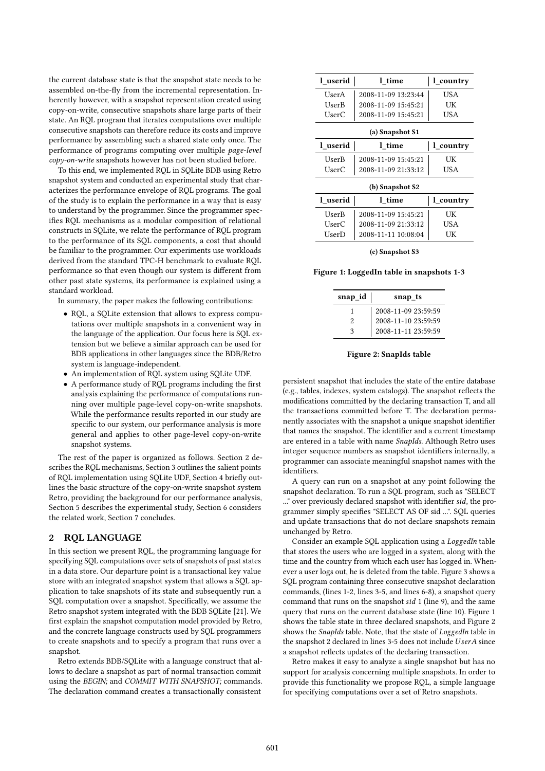the current database state is that the snapshot state needs to be assembled on-the-fly from the incremental representation. Inherently however, with a snapshot representation created using copy-on-write, consecutive snapshots share large parts of their state. An RQL program that iterates computations over multiple consecutive snapshots can therefore reduce its costs and improve performance by assembling such a shared state only once. The performance of programs computing over multiple *page-level copy-on-write* snapshots however has not been studied before.

To this end, we implemented RQL in SQLite BDB using Retro snapshot system and conducted an experimental study that characterizes the performance envelope of RQL programs. The goal of the study is to explain the performance in a way that is easy to understand by the programmer. Since the programmer specifies RQL mechanisms as a modular composition of relational constructs in SQLite, we relate the performance of RQL program to the performance of its SQL components, a cost that should be familiar to the programmer. Our experiments use workloads derived from the standard TPC-H benchmark to evaluate RQL performance so that even though our system is different from other past state systems, its performance is explained using a standard workload.

In summary, the paper makes the following contributions:

- RQL, a SQLite extension that allows to express computations over multiple snapshots in a convenient way in the language of the application. Our focus here is SQL extension but we believe a similar approach can be used for BDB applications in other languages since the BDB/Retro system is language-independent.
- An implementation of RQL system using SQLite UDF.
- A performance study of RQL programs including the first analysis explaining the performance of computations running over multiple page-level copy-on-write snapshots. While the performance results reported in our study are specific to our system, our performance analysis is more general and applies to other page-level copy-on-write snapshot systems.

The rest of the paper is organized as follows. Section 2 describes the RQL mechanisms, Section 3 outlines the salient points of RQL implementation using SQLite UDF, Section 4 briefly outlines the basic structure of the copy-on-write snapshot system Retro, providing the background for our performance analysis, Section 5 describes the experimental study, Section 6 considers the related work, Section 7 concludes.

## 2 RQL LANGUAGE

In this section we present RQL, the programming language for specifying SQL computations over sets of snapshots of past states in a data store. Our departure point is a transactional key value store with an integrated snapshot system that allows a SQL application to take snapshots of its state and subsequently run a SQL computation over a snapshot. Specifically, we assume the Retro snapshot system integrated with the BDB SQLite [21]. We first explain the snapshot computation model provided by Retro, and the concrete language constructs used by SQL programmers to create snapshots and to specify a program that runs over a snapshot.

Retro extends BDB/SQLite with a language construct that allows to declare a snapshot as part of normal transaction commit using the *BEGIN;* and *COMMIT WITH SNAPSHOT;* commands. The declaration command creates a transactionally consistent persistent snapshot that includes the state of the entire database (e.g., tables, indexes, system catalogs). The snapshot reflects the modifications committed by the declaring transaction T, and all the transactions committed before T. The declaration permanently associates with the snapshot a unique snapshot identifier that names the snapshot. The identifier and a current timestamp are entered in a table with name *SnapIds*. Although Retro uses integer sequence numbers as snapshot identifiers internally, a programmer can associate meaningful snapshot names with the identifiers.

A query can run on a snapshot at any point following the snapshot declaration. To run a SQL program, such as "SELECT ..." over previously declared snapshot with identifier *sid*, the programmer simply specifies "SELECT AS OF sid ...". SQL queries and update transactions that do not declare snapshots remain unchanged by Retro.

Consider an example SQL application using a *LoggedIn* table that stores the users who are logged in a system, along with the time and the country from which each user has logged in. Whenever a user logs out, he is deleted from the table. Figure 3 shows a SQL program containing three consecutive snapshot declaration commands, (lines 1-2, lines 3-5, and lines 6-8), a snapshot query command that runs on the snapshot *sid* 1 (line 9), and the same query that runs on the current database state (line 10). Figure 1 shows the table state in three declared snapshots, and Figure 2 shows the *SnapIds* table. Note, that the state of *LoggedIn* table in the snapshot 2 declared in lines 3-5 does not include $UserA$ since a snapshot reflects updates of the declaring transaction.

Retro makes it easy to analyze a single snapshot but has no support for analysis concerning multiple snapshots. In order to provide this functionality we propose RQL, a simple language for specifying computations over a set of Retro snapshots.

| l_userid | l_time | l_country |
|---|---|---|
| UserA | 2008-11-09 13:23:44 | USA |
| UserB | 2008-11-09 15:45:21 | UK |
| UserC | 2008-11-09 15:45:21 | USA |

**(a) Snapshot S1**

| l_userid | l_time | l_country |
|---|---|---|
| UserB | 2008-11-09 15:45:21 | UK |
| UserC | 2008-11-09 21:33:12 | USA |

**(b) Snapshot S2**

| l_userid | l_time | l_country |
|---|---|---|
| UserB | 2008-11-09 15:45:21 | UK |
| UserC | 2008-11-09 21:33:12 | USA |
| UserD | 2008-11-11 10:08:04 | UK |

**(c) Snapshot S3**

**Figure 1: LoggedIn table in snapshots 1-3**

| snap_id | snap_ts |
|---|---|
| 1 | 2008-11-09 23:59:59 |
| 2 | 2008-11-10 23:59:59 |
| 3 | 2008-11-11 23:59:59 |

**Figure 2: SnapIds table**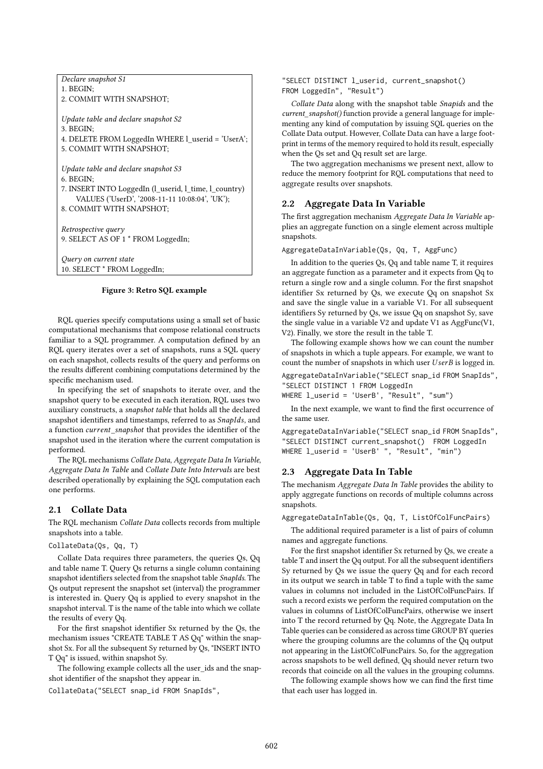*Declare snapshot S1*
1. BEGIN;
2. COMMIT WITH SNAPSHOT;

*Update table and declare snapshot S2*
3. BEGIN;
4. DELETE FROM LoggedIn WHERE l_userid = 'UserA';
5. COMMIT WITH SNAPSHOT;

*Update table and declare snapshot S3*
6. BEGIN;
7. INSERT INTO LoggedIn (l_userid, l_time, l_country) VALUES ('UserD', '2008-11-11 10:08:04', 'UK');
8. COMMIT WITH SNAPSHOT;

*Retrospective query*
9. SELECT AS OF 1 * FROM LoggedIn;

*Query on current state*
10. SELECT * FROM LoggedIn;

**Figure 3: Retro SQL example**

RQL queries specify computations using a small set of basic computational mechanisms that compose relational constructs familiar to a SQL programmer. A computation defined by an RQL query iterates over a set of snapshots, runs a SQL query on each snapshot, collects results of the query and performs on the results different combining computations determined by the specific mechanism used.

In specifying the set of snapshots to iterate over, and the snapshot query to be executed in each iteration, RQL uses two auxiliary constructs, a *snapshot table* that holds all the declared snapshot identifiers and timestamps, referred to as *SnapIds*, and a function *current_snapshot* that provides the identifier of the snapshot used in the iteration where the current computation is performed.

The RQL mechanisms *Collate Data*, *Aggregate Data In Variable*, *Aggregate Data In Table* and *Collate Date Into Intervals* are best described operationally by explaining the SQL computation each one performs.

## 2.1 Collate Data

The RQL mechanism *Collate Data* collects records from multiple snapshots into a table.

```
CollateData(Qs, Qq, T)
```

Collate Data requires three parameters, the queries Qs, Qq and table name T. Query Qs returns a single column containing snapshot identifiers selected from the snapshot table *SnapIds*. The Qs output represent the snapshot set (interval) the programmer is interested in. Query Qq is applied to every snapshot in the snapshot interval. T is the name of the table into which we collate the results of every Qq.

For the first snapshot identifier Sx returned by the Qs, the mechanism issues "CREATE TABLE T AS Qq" within the snapshot Sx. For all the subsequent Sy returned by Qs, "INSERT INTO T Qq" is issued, within snapshot Sy.

The following example collects all the user_ids and the snapshot identifier of the snapshot they appear in.

```
CollateData("SELECT snap_id FROM SnapIds",
"SELECT DISTINCT l_userid, current_snapshot()
FROM LoggedIn", "Result")
```

*Collate Data* along with the snapshot table *Snapids* and the *current_snapshot()* function provide a general language for implementing any kind of computation by issuing SQL queries on the Collate Data output. However, Collate Data can have a large footprint in terms of the memory required to hold its result, especially when the Qs set and Qq result set are large.

The two aggregation mechanisms we present next, allow to reduce the memory footprint for RQL computations that need to aggregate results over snapshots.

## 2.2 Aggregate Data In Variable

The first aggregation mechanism *Aggregate Data In Variable* applies an aggregate function on a single element across multiple snapshots.

```
AggregateDataInVariable(Qs, Qq, T, AggFunc)
```

In addition to the queries Qs, Qq and table name T, it requires an aggregate function as a parameter and it expects from Qq to return a single row and a single column. For the first snapshot identifier Sx returned by Qs, we execute Qq on snapshot Sx and save the single value in a variable V1. For all subsequent identifiers Sy returned by Qs, we issue Qq on snapshot Sy, save the single value in a variable V2 and update V1 as AggFunc(V1, V2). Finally, we store the result in the table T.

The following example shows how we can count the number of snapshots in which a tuple appears. For example, we want to count the number of snapshots in which user $UserB$ is logged in.

```
AggregateDataInVariable("SELECT snap_id FROM SnapIds",
"SELECT DISTINCT 1 FROM LoggedIn
WHERE l_userid = 'UserB', "Result", "sum")
```

In the next example, we want to find the first occurrence of the same user.

```
AggregateDataInVariable("SELECT snap_id FROM SnapIds",
"SELECT DISTINCT current_snapshot()  FROM LoggedIn
WHERE l_userid = 'UserB' ", "Result", "min")
```

## 2.3 Aggregate Data In Table

The mechanism *Aggregate Data In Table* provides the ability to apply aggregate functions on records of multiple columns across snapshots.

```
AggregateDataInTable(Qs, Qq, T, ListOfColFuncPairs)
```

The additional required parameter is a list of pairs of column names and aggregate functions.

For the first snapshot identifier Sx returned by Qs, we create a table T and insert the Qq output. For all the subsequent identifiers Sy returned by Qs we issue the query Qq and for each record in its output we search in table T to find a tuple with the same values in columns not included in the ListOfColFuncPairs. If such a record exists we perform the required computation on the values in columns of ListOfColFuncPairs, otherwise we insert into T the record returned by Qq. Note, the Aggregate Data In Table queries can be considered as across time GROUP BY queries where the grouping columns are the columns of the Qq output not appearing in the ListOfColFuncPairs. So, for the aggregation across snapshots to be well defined, Qq should never return two records that coincide on all the values in the grouping columns.

The following example shows how we can find the first time that each user has logged in.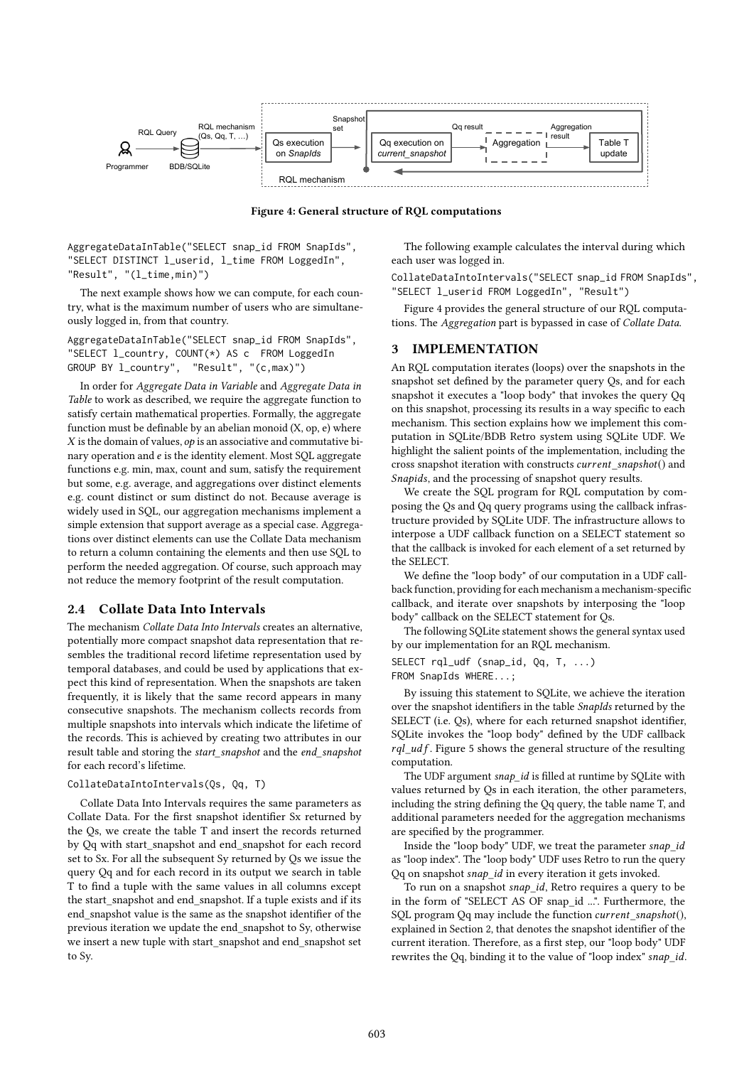Figure 4: General structure of RQL computations

```
AggregateDataInTable("SELECT snap_id FROM SnapIds",
"SELECT DISTINCT l_userid, l_time FROM LoggedIn",
"Result", "(l_time,min)")
```

The next example shows how we can compute, for each country, what is the maximum number of users who are simultaneously logged in, from that country.

```
AggregateDataInTable("SELECT snap_id FROM SnapIds",
"SELECT l_country, COUNT(*) AS c  FROM LoggedIn
GROUP BY l_country",  "Result", "(c,max)")
```

In order for *Aggregate Data in Variable* and *Aggregate Data in Table* to work as described, we require the aggregate function to satisfy certain mathematical properties. Formally, the aggregate function must be definable by an abelian monoid (X, op, e) where $X$ is the domain of values, *op* is an associative and commutative binary operation and $e$ is the identity element. Most SQL aggregate functions e.g. min, max, count and sum, satisfy the requirement but some, e.g. average, and aggregations over distinct elements e.g. count distinct or sum distinct do not. Because average is widely used in SQL, our aggregation mechanisms implement a simple extension that support average as a special case. Aggregations over distinct elements can use the Collate Data mechanism to return a column containing the elements and then use SQL to perform the needed aggregation. Of course, such approach may not reduce the memory footprint of the result computation.

### 2.4 Collate Data Into Intervals

The mechanism *Collate Data Into Intervals* creates an alternative, potentially more compact snapshot data representation that resembles the traditional record lifetime representation used by temporal databases, and could be used by applications that expect this kind of representation. When the snapshots are taken frequently, it is likely that the same record appears in many consecutive snapshots. The mechanism collects records from multiple snapshots into intervals which indicate the lifetime of the records. This is achieved by creating two attributes in our result table and storing the *start_snapshot* and the *end_snapshot* for each record's lifetime.

```
CollateDataIntoIntervals(Qs, Qq, T)
```

Collate Data Into Intervals requires the same parameters as Collate Data. For the first snapshot identifier Sx returned by the Qs, we create the table T and insert the records returned by Qq with start_snapshot and end_snapshot for each record set to Sx. For all the subsequent Sy returned by Qs we issue the query Qq and for each record in its output we search in table T to find a tuple with the same values in all columns except the start_snapshot and end_snapshot. If a tuple exists and if its end_snapshot value is the same as the snapshot identifier of the previous iteration we update the end_snapshot to Sy, otherwise we insert a new tuple with start_snapshot and end_snapshot set to Sy.

The following example calculates the interval during which each user was logged in.

```
CollateDataIntoIntervals("SELECT snap_id FROM SnapIds",
"SELECT l_userid FROM LoggedIn", "Result")
```

Figure 4 provides the general structure of our RQL computations. The *Aggregation* part is bypassed in case of *Collate Data*.

## 3 IMPLEMENTATION

An RQL computation iterates (loops) over the snapshots in the snapshot set defined by the parameter query Qs, and for each snapshot it executes a "loop body" that invokes the query Qq on this snapshot, processing its results in a way specific to each mechanism. This section explains how we implement this computation in SQLite/BDB Retro system using SQLite UDF. We highlight the salient points of the implementation, including the cross snapshot iteration with constructs *current_snapshot*() and *Snapids*, and the processing of snapshot query results.

We create the SQL program for RQL computation by composing the Qs and Qq query programs using the callback infrastructure provided by SQLite UDF. The infrastructure allows to interpose a UDF callback function on a SELECT statement so that the callback is invoked for each element of a set returned by the SELECT.

We define the "loop body" of our computation in a UDF callback function, providing for each mechanism a mechanism-specific callback, and iterate over snapshots by interposing the "loop body" callback on the SELECT statement for Qs.

The following SQLite statement shows the general syntax used by our implementation for an RQL mechanism.

```
SELECT rql_udf (snap_id, Qq, T, ...)
FROM SnapIds WHERE...;
```

By issuing this statement to SQLite, we achieve the iteration over the snapshot identifiers in the table *SnapIds* returned by the SELECT (i.e. Qs), where for each returned snapshot identifier, SQLite invokes the "loop body" defined by the UDF callback $rql\_udf$. Figure 5 shows the general structure of the resulting computation.

The UDF argument *snap_id* is filled at runtime by SQLite with values returned by Qs in each iteration, the other parameters, including the string defining the Qq query, the table name T, and additional parameters needed for the aggregation mechanisms are specified by the programmer.

Inside the "loop body" UDF, we treat the parameter *snap_id* as "loop index". The "loop body" UDF uses Retro to run the query Qq on snapshot *snap_id* in every iteration it gets invoked.

To run on a snapshot *snap_id*, Retro requires a query to be in the form of "SELECT AS OF snap_id ...". Furthermore, the SQL program Qq may include the function *current_snapshot*(), explained in Section 2, that denotes the snapshot identifier of the current iteration. Therefore, as a first step, our "loop body" UDF rewrites the Qq, binding it to the value of "loop index" *snap_id*.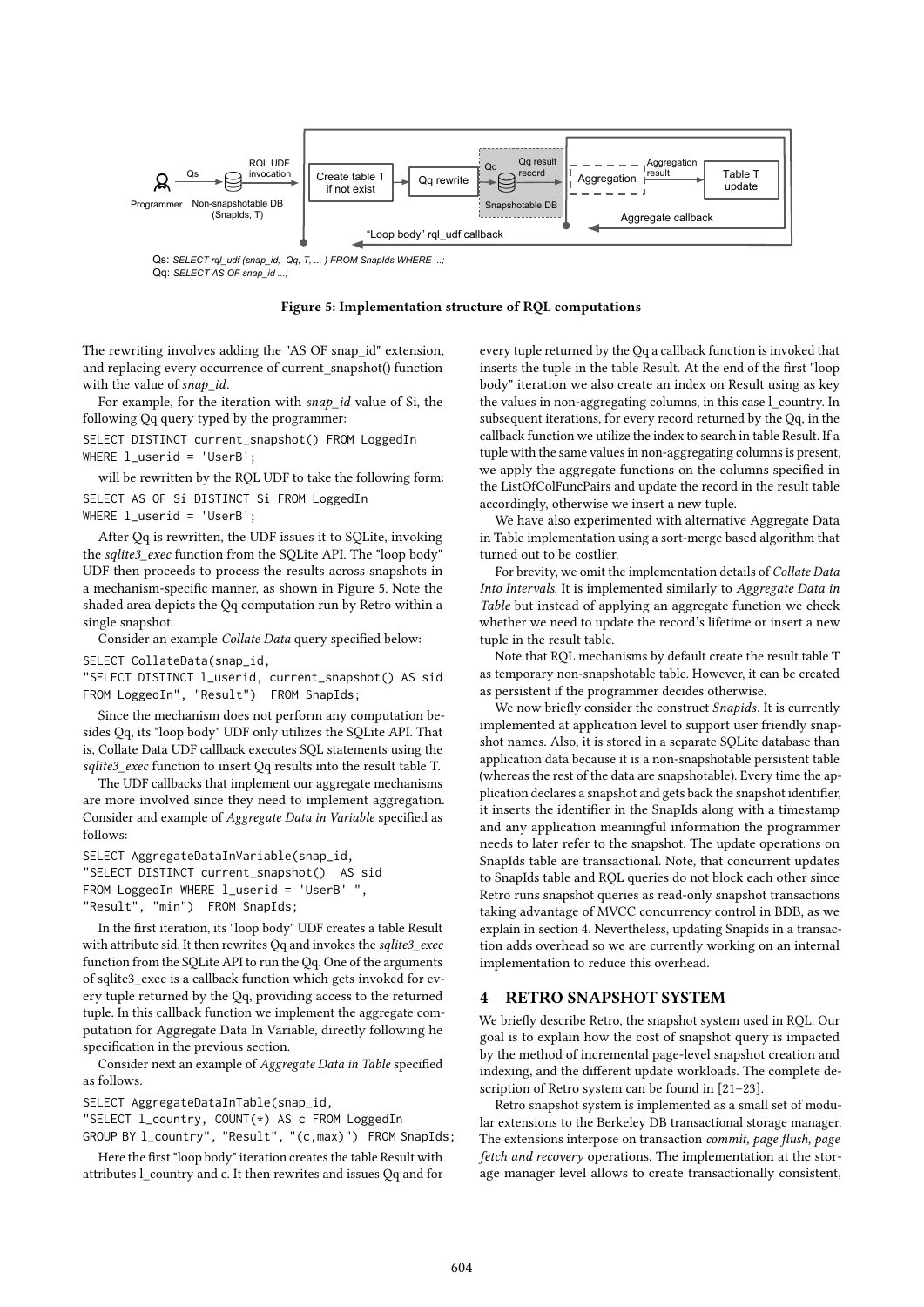Qs: *SELECT rql_udf (snap_id, Qq, T, ... ) FROM SnapIds WHERE ...;*
Qq: *SELECT AS OF snap_id ...;*

**Figure 5: Implementation structure of RQL computations**

The rewriting involves adding the "AS OF snap_id" extension, and replacing every occurrence of current_snapshot() function with the value of *snap_id*.

For example, for the iteration with *snap_id* value of Si, the following Qq query typed by the programmer:

```
SELECT DISTINCT current_snapshot() FROM LoggedIn
WHERE l_userid = 'UserB';
```

will be rewritten by the RQL UDF to take the following form:

```
SELECT AS OF Si DISTINCT Si FROM LoggedIn
WHERE l_userid = 'UserB';
```

After Qq is rewritten, the UDF issues it to SQLite, invoking the *sqlite3_exec* function from the SQLite API. The "loop body" UDF then proceeds to process the results across snapshots in a mechanism-specific manner, as shown in Figure 5. Note the shaded area depicts the Qq computation run by Retro within a single snapshot.

Consider an example *Collate Data* query specified below:

```
SELECT CollateData(snap_id,
"SELECT DISTINCT l_userid, current_snapshot() AS sid
FROM LoggedIn", "Result")  FROM SnapIds;
```

Since the mechanism does not perform any computation besides Qq, its "loop body" UDF only utilizes the SQLite API. That is, Collate Data UDF callback executes SQL statements using the *sqlite3_exec* function to insert Qq results into the result table T.

The UDF callbacks that implement our aggregate mechanisms are more involved since they need to implement aggregation. Consider and example of *Aggregate Data in Variable* specified as follows:

```
SELECT AggregateDataInVariable(snap_id,
"SELECT DISTINCT current_snapshot()  AS sid
FROM LoggedIn WHERE l_userid = 'UserB' ",
"Result", "min")  FROM SnapIds;
```

In the first iteration, its "loop body" UDF creates a table Result with attribute sid. It then rewrites Qq and invokes the *sqlite3_exec* function from the SQLite API to run the Qq. One of the arguments of sqlite3_exec is a callback function which gets invoked for every tuple returned by the Qq, providing access to the returned tuple. In this callback function we implement the aggregate computation for Aggregate Data In Variable, directly following he specification in the previous section.

Consider next an example of *Aggregate Data in Table* specified as follows.

```
SELECT AggregateDataInTable(snap_id,
"SELECT l_country, COUNT(*) AS c FROM LoggedIn
GROUP BY l_country", "Result", "(c,max)") FROM SnapIds;
```

Here the first "loop body" iteration creates the table Result with attributes l_country and c. It then rewrites and issues Qq and for every tuple returned by the Qq a callback function is invoked that inserts the tuple in the table Result. At the end of the first "loop body" iteration we also create an index on Result using as key the values in non-aggregating columns, in this case l_country. In subsequent iterations, for every record returned by the Qq, in the callback function we utilize the index to search in table Result. If a tuple with the same values in non-aggregating columns is present, we apply the aggregate functions on the columns specified in the ListOfColFuncPairs and update the record in the result table accordingly, otherwise we insert a new tuple.

We have also experimented with alternative Aggregate Data in Table implementation using a sort-merge based algorithm that turned out to be costlier.

For brevity, we omit the implementation details of *Collate Data Into Intervals*. It is implemented similarly to *Aggregate Data in Table* but instead of applying an aggregate function we check whether we need to update the record's lifetime or insert a new tuple in the result table.

Note that RQL mechanisms by default create the result table T as temporary non-snapshotable table. However, it can be created as persistent if the programmer decides otherwise.

We now briefly consider the construct *Snapids*. It is currently implemented at application level to support user friendly snapshot names. Also, it is stored in a separate SQLite database than application data because it is a non-snapshotable persistent table (whereas the rest of the data are snapshotable). Every time the application declares a snapshot and gets back the snapshot identifier, it inserts the identifier in the SnapIds along with a timestamp and any application meaningful information the programmer needs to later refer to the snapshot. The update operations on SnapIds table are transactional. Note, that concurrent updates to SnapIds table and RQL queries do not block each other since Retro runs snapshot queries as read-only snapshot transactions taking advantage of MVCC concurrency control in BDB, as we explain in section 4. Nevertheless, updating Snapids in a transaction adds overhead so we are currently working on an internal implementation to reduce this overhead.

## 4 RETRO SNAPSHOT SYSTEM

We briefly describe Retro, the snapshot system used in RQL. Our goal is to explain how the cost of snapshot query is impacted by the method of incremental page-level snapshot creation and indexing, and the different update workloads. The complete description of Retro system can be found in [21–23].

Retro snapshot system is implemented as a small set of modular extensions to the Berkeley DB transactional storage manager. The extensions interpose on transaction *commit, page flush, page fetch and recovery* operations. The implementation at the storage manager level allows to create transactionally consistent,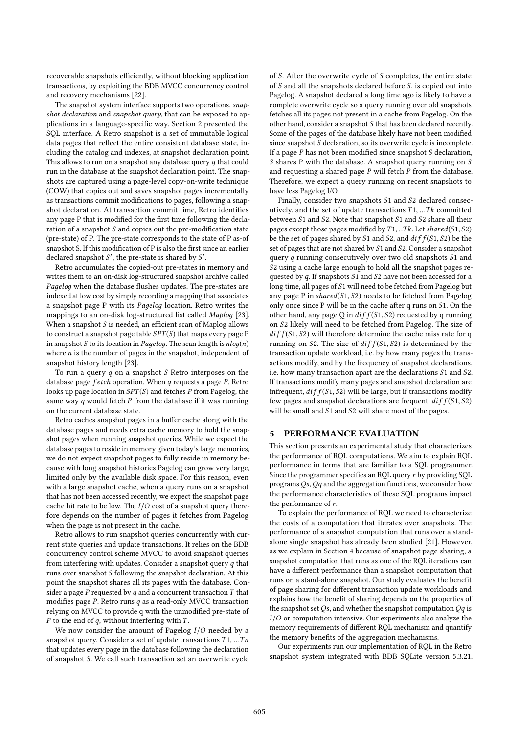recoverable snapshots efficiently, without blocking application transactions, by exploiting the BDB MVCC concurrency control and recovery mechanisms [22].

The snapshot system interface supports two operations, *snapshot declaration* and *snapshot query*, that can be exposed to applications in a language-specific way. Section 2 presented the SQL interface. A Retro snapshot is a set of immutable logical data pages that reflect the entire consistent database state, including the catalog and indexes, at snapshot declaration point. This allows to run on a snapshot any database query $q$ that could run in the database at the snapshot declaration point. The snapshots are captured using a page-level copy-on-write technique (COW) that copies out and saves snapshot pages incrementally as transactions commit modifications to pages, following a snapshot declaration. At transaction commit time, Retro identifies any page P that is modified for the first time following the declaration of a snapshot $S$ and copies out the pre-modification state (pre-state) of P. The pre-state corresponds to the state of P as-of snapshot S. If this modification of P is also the first since an earlier declared snapshot $S'$, the pre-state is shared by $S'$.

Retro accumulates the copied-out pre-states in memory and writes them to an on-disk log-structured snapshot archive called *Pagelog* when the database flushes updates. The pre-states are indexed at low cost by simply recording a mapping that associates a snapshot page P with its *Pagelog* location. Retro writes the mappings to an on-disk log-structured list called *Maplog* [23]. When a snapshot $S$ is needed, an efficient scan of Maplog allows to construct a snapshot page table $SPT(S)$ that maps every page P in snapshot $S$ to its location in *Pagelog*. The scan length is $nlog(n)$ where $n$ is the number of pages in the snapshot, independent of snapshot history length [23].

To run a query $q$ on a snapshot $S$ Retro interposes on the database page $fetch$ operation. When $q$ requests a page $P$, Retro looks up page location in $SPT(S)$ and fetches $P$ from Pagelog, the same way $q$ would fetch $P$ from the database if it was running on the current database state.

Retro caches snapshot pages in a buffer cache along with the database pages and needs extra cache memory to hold the snapshot pages when running snapshot queries. While we expect the database pages to reside in memory given today's large memories, we do not expect snapshot pages to fully reside in memory because with long snapshot histories Pagelog can grow very large, limited only by the available disk space. For this reason, even with a large snapshot cache, when a query runs on a snapshot that has not been accessed recently, we expect the snapshot page cache hit rate to be low. The $I/O$ cost of a snapshot query therefore depends on the number of pages it fetches from Pagelog when the page is not present in the cache.

Retro allows to run snapshot queries concurrently with current state queries and update transactions. It relies on the BDB concurrency control scheme MVCC to avoid snapshot queries from interfering with updates. Consider a snapshot query $q$ that runs over snapshot $S$ following the snapshot declaration. At this point the snapshot shares all its pages with the database. Consider a page $P$ requested by $q$ and a concurrent transaction $T$ that modifies page $P$. Retro runs $q$ as a read-only MVCC transaction relying on MVCC to provide q with the unmodified pre-state of $P$ to the end of $q$, without interfering with $T$.

We now consider the amount of Pagelog $I/O$ needed by a snapshot query. Consider a set of update transactions $T1, ...Tn$ that updates every page in the database following the declaration of snapshot $S$. We call such transaction set an overwrite cycle of $S$. After the overwrite cycle of $S$ completes, the entire state of $S$ and all the snapshots declared before $S$, is copied out into Pagelog. A snapshot declared a long time ago is likely to have a complete overwrite cycle so a query running over old snapshots fetches all its pages not present in a cache from Pagelog. On the other hand, consider a snapshot $S$ that has been declared recently. Some of the pages of the database likely have not been modified since snapshot $S$ declaration, so its overwrite cycle is incomplete. If a page $P$ has not been modified since snapshot $S$ declaration, $S$ shares P with the database. A snapshot query running on $S$ and requesting a shared page $P$ will fetch $P$ from the database. Therefore, we expect a query running on recent snapshots to have less Pagelog I/O.

Finally, consider two snapshots $S1$ and $S2$ declared consecutively, and the set of update transactions $T1, ...Tk$ committed between $S1$ and $S2$. Note that snapshot $S1$ and $S2$ share all their pages except those pages modified by $T1, ..Tk$. Let $shared(S1, S2)$ be the set of pages shared by $S1$ and $S2$, and $diff(S1, S2)$ be the set of pages that are not shared by $S1$ and $S2$. Consider a snapshot query $q$ running consecutively over two old snapshots $S1$ and $S2$ using a cache large enough to hold all the snapshot pages requested by $q$. If snapshots $S1$ and $S2$ have not been accessed for a long time, all pages of $S1$ will need to be fetched from Pagelog but any page P in $shared(S1, S2)$ needs to be fetched from Pagelog only once since P will be in the cache after q runs on $S1$. On the other hand, any page Q in $diff(S1, S2)$ requested by q running on $S2$ likely will need to be fetched from Pagelog. The size of $diff(S1, S2)$ will therefore determine the cache miss rate for q running on $S2$. The size of $diff(S1, S2)$ is determined by the transaction update workload, i.e. by how many pages the transactions modify, and by the frequency of snapshot declarations, i.e. how many transaction apart are the declarations $S1$ and $S2$. If transactions modify many pages and snapshot declaration are infrequent, $diff(S1, S2)$ will be large, but if transactions modify few pages and snapshot declarations are frequent, $diff(S1, S2)$ will be small and $S1$ and $S2$ will share most of the pages.

## 5 PERFORMANCE EVALUATION

This section presents an experimental study that characterizes the performance of RQL computations. We aim to explain RQL performance in terms that are familiar to a SQL programmer. Since the programmer specifies an RQL query $r$ by providing SQL programs $Qs$, $Qq$ and the aggregation functions, we consider how the performance characteristics of these SQL programs impact the performance of $r$.

To explain the performance of RQL we need to characterize the costs of a computation that iterates over snapshots. The performance of a snapshot computation that runs over a standalone single snapshot has already been studied [21]. However, as we explain in Section 4 because of snapshot page sharing, a snapshot computation that runs as one of the RQL iterations can have a different performance than a snapshot computation that runs on a stand-alone snapshot. Our study evaluates the benefit of page sharing for different transaction update workloads and explains how the benefit of sharing depends on the properties of the snapshot set $Qs$, and whether the snapshot computation $Qq$ is $I/O$ or computation intensive. Our experiments also analyze the memory requirements of different RQL mechanism and quantify the memory benefits of the aggregation mechanisms.

Our experiments run our implementation of RQL in the Retro snapshot system integrated with BDB SQLite version 5.3.21.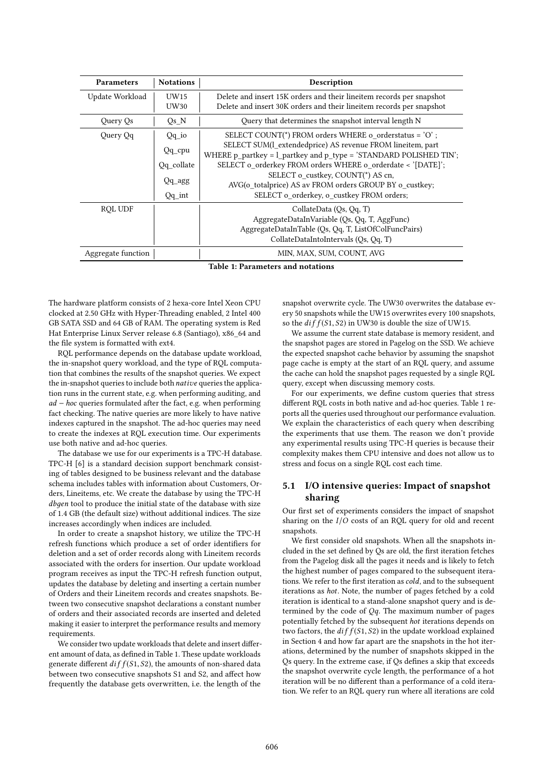| Parameters | Notations | Description |
|---|---|---|
| Update Workload | UW15<br>UW30 | Delete and insert 15K orders and their lineitem records per snapshot<br>Delete and insert 30K orders and their lineitem records per snapshot |
| Query Qs | Qs_N | Query that determines the snapshot interval length N |
| Query Qq | Qq_io<br>Qq_cpu<br><br>Qq_collate<br>Qq_agg<br><br>Qq_int | SELECT COUNT(*) FROM orders WHERE o_orderstatus = 'O' ;<br>SELECT SUM(l_extendedprice) AS revenue FROM lineitem, part WHERE p_partkey = l_partkey and p_type = 'STANDARD POLISHED TIN';<br>SELECT o_orderkey FROM orders WHERE o_orderdate < '[DATE]';<br>SELECT o_custkey, COUNT(*) AS cn, AVG(o_totalprice) AS av FROM orders GROUP BY o_custkey;<br>SELECT o_orderkey, o_custkey FROM orders; |
| RQL UDF | | CollateData (Qs, Qq, T)<br>AggregateDataInVariable (Qs, Qq, T, AggFunc)<br>AggregateDataInTable (Qs, Qq, T, ListOfColFuncPairs)<br>CollateDataIntoIntervals (Qs, Qq, T) |
| Aggregate function | | MIN, MAX, SUM, COUNT, AVG |

**Table 1: Parameters and notations**

The hardware platform consists of 2 hexa-core Intel Xeon CPU clocked at 2.50 GHz with Hyper-Threading enabled, 2 Intel 400 GB SATA SSD and 64 GB of RAM. The operating system is Red Hat Enterprise Linux Server release 6.8 (Santiago), x86_64 and the file system is formatted with ext4.

RQL performance depends on the database update workload, the in-snapshot query workload, and the type of RQL computation that combines the results of the snapshot queries. We expect the in-snapshot queries to include both *native* queries the application runs in the current state, e.g. when performing auditing, and $ad-hoc$ queries formulated after the fact, e.g. when performing fact checking. The native queries are more likely to have native indexes captured in the snapshot. The ad-hoc queries may need to create the indexes at RQL execution time. Our experiments use both native and ad-hoc queries.

The database we use for our experiments is a TPC-H database. TPC-H [6] is a standard decision support benchmark consisting of tables designed to be business relevant and the database schema includes tables with information about Customers, Orders, Lineitems, etc. We create the database by using the TPC-H *dbgen* tool to produce the initial state of the database with size of 1.4 GB (the default size) without additional indices. The size increases accordingly when indices are included.

In order to create a snapshot history, we utilize the TPC-H refresh functions which produce a set of order identifiers for deletion and a set of order records along with Lineitem records associated with the orders for insertion. Our update workload program receives as input the TPC-H refresh function output, updates the database by deleting and inserting a certain number of Orders and their Lineitem records and creates snapshots. Between two consecutive snapshot declarations a constant number of orders and their associated records are inserted and deleted making it easier to interpret the performance results and memory requirements.

We consider two update workloads that delete and insert different amount of data, as defined in Table 1. These update workloads generate different $diff(S1, S2)$, the amounts of non-shared data between two consecutive snapshots S1 and S2, and affect how frequently the database gets overwritten, i.e. the length of the snapshot overwrite cycle. The UW30 overwrites the database every 50 snapshots while the UW15 overwrites every 100 snapshots, so the $diff(S1, S2)$ in UW30 is double the size of UW15.

We assume the current state database is memory resident, and the snapshot pages are stored in Pagelog on the SSD. We achieve the expected snapshot cache behavior by assuming the snapshot page cache is empty at the start of an RQL query, and assume the cache can hold the snapshot pages requested by a single RQL query, except when discussing memory costs.

For our experiments, we define custom queries that stress different RQL costs in both native and ad-hoc queries. Table 1 reports all the queries used throughout our performance evaluation. We explain the characteristics of each query when describing the experiments that use them. The reason we don't provide any experimental results using TPC-H queries is because their complexity makes them CPU intensive and does not allow us to stress and focus on a single RQL cost each time.

## 5.1 I/O intensive queries: Impact of snapshot sharing

Our first set of experiments considers the impact of snapshot sharing on the $I/O$ costs of an RQL query for old and recent snapshots.

We first consider old snapshots. When all the snapshots included in the set defined by Qs are old, the first iteration fetches from the Pagelog disk all the pages it needs and is likely to fetch the highest number of pages compared to the subsequent iterations. We refer to the first iteration as *cold*, and to the subsequent iterations as *hot*. Note, the number of pages fetched by a cold iteration is identical to a stand-alone snapshot query and is determined by the code of $Qq$. The maximum number of pages potentially fetched by the subsequent *hot* iterations depends on two factors, the $diff(S1, S2)$ in the update workload explained in Section 4 and how far apart are the snapshots in the hot iterations, determined by the number of snapshots skipped in the Qs query. In the extreme case, if Qs defines a skip that exceeds the snapshot overwrite cycle length, the performance of a hot iteration will be no different than a performance of a cold iteration. We refer to an RQL query run where all iterations are cold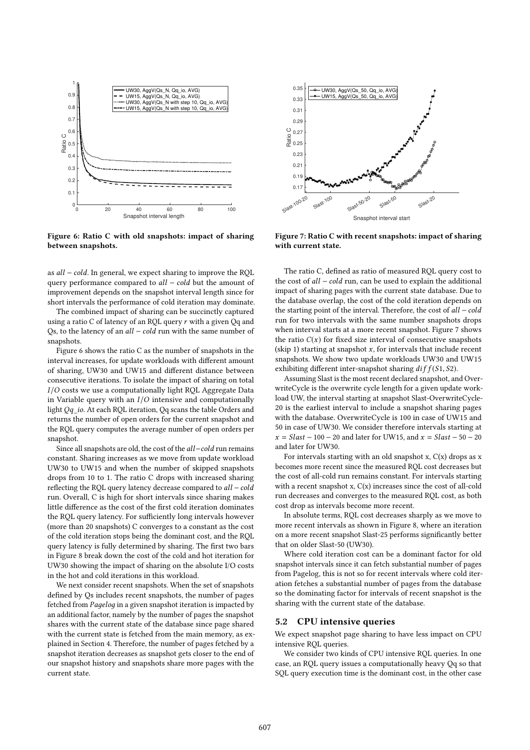Figure 6: Ratio C with old snapshots: impact of sharing between snapshots.

Figure 7: Ratio C with recent snapshots: impact of sharing with current state.

as *all − cold*. In general, we expect sharing to improve the RQL query performance compared to *all − cold* but the amount of improvement depends on the snapshot interval length since for short intervals the performance of cold iteration may dominate.

The combined impact of sharing can be succinctly captured using a ratio C of latency of an RQL query *r* with a given Qq and Qs, to the latency of an *all − cold* run with the same number of snapshots.

Figure 6 shows the ratio C as the number of snapshots in the interval increases, for update workloads with different amount of sharing, UW30 and UW15 and different distance between consecutive iterations. To isolate the impact of sharing on total $I/O$ costs we use a computationally light RQL Aggregate Data in Variable query with an $I/O$ intensive and computationally light $Qq\_io$. At each RQL iteration, Qq scans the table Orders and returns the number of open orders for the current snapshot and the RQL query computes the average number of open orders per snapshot.

Since all snapshots are old, the cost of the *all−cold* run remains constant. Sharing increases as we move from update workload UW30 to UW15 and when the number of skipped snapshots drops from 10 to 1. The ratio C drops with increased sharing reflecting the RQL query latency decrease compared to *all − cold* run. Overall, C is high for short intervals since sharing makes little difference as the cost of the first cold iteration dominates the RQL query latency. For sufficiently long intervals however (more than 20 snapshots) C converges to a constant as the cost of the cold iteration stops being the dominant cost, and the RQL query latency is fully determined by sharing. The first two bars in Figure 8 break down the cost of the cold and hot iteration for UW30 showing the impact of sharing on the absolute I/O costs in the hot and cold iterations in this workload.

We next consider recent snapshots. When the set of snapshots defined by Qs includes recent snapshots, the number of pages fetched from *Pagelog* in a given snapshot iteration is impacted by an additional factor, namely by the number of pages the snapshot shares with the current state of the database since page shared with the current state is fetched from the main memory, as explained in Section 4. Therefore, the number of pages fetched by a snapshot iteration decreases as snapshot gets closer to the end of our snapshot history and snapshots share more pages with the current state.

The ratio C, defined as ratio of measured RQL query cost to the cost of *all − cold* run, can be used to explain the additional impact of sharing pages with the current state database. Due to the database overlap, the cost of the cold iteration depends on the starting point of the interval. Therefore, the cost of *all − cold* run for two intervals with the same number snapshots drops when interval starts at a more recent snapshot. Figure 7 shows the ratio $C(x)$ for fixed size interval of consecutive snapshots (skip 1) starting at snapshot $x$, for intervals that include recent snapshots. We show two update workloads UW30 and UW15 exhibiting different inter-snapshot sharing $diff(S1, S2)$.

Assuming Slast is the most recent declared snapshot, and OverwriteCycle is the overwrite cycle length for a given update workload UW, the interval starting at snapshot Slast-OverwriteCycle-20 is the earliest interval to include a snapshot sharing pages with the database. OverwriteCycle is 100 in case of UW15 and 50 in case of UW30. We consider therefore intervals starting at $x = Slast - 100 - 20$ and later for UW15, and $x = Slast - 50 - 20$ and later for UW30.

For intervals starting with an old snapshot x, C(x) drops as x becomes more recent since the measured RQL cost decreases but the cost of all-cold run remains constant. For intervals starting with a recent snapshot x, C(x) increases since the cost of all-cold run decreases and converges to the measured RQL cost, as both cost drop as intervals become more recent.

In absolute terms, RQL cost decreases sharply as we move to more recent intervals as shown in Figure 8, where an iteration on a more recent snapshot Slast-25 performs significantly better that on older Slast-50 (UW30).

Where cold iteration cost can be a dominant factor for old snapshot intervals since it can fetch substantial number of pages from Pagelog, this is not so for recent intervals where cold iteration fetches a substantial number of pages from the database so the dominating factor for intervals of recent snapshot is the sharing with the current state of the database.

## 5.2 CPU intensive queries

We expect snapshot page sharing to have less impact on CPU intensive RQL queries.

We consider two kinds of CPU intensive RQL queries. In one case, an RQL query issues a computationally heavy Qq so that SQL query execution time is the dominant cost, in the other case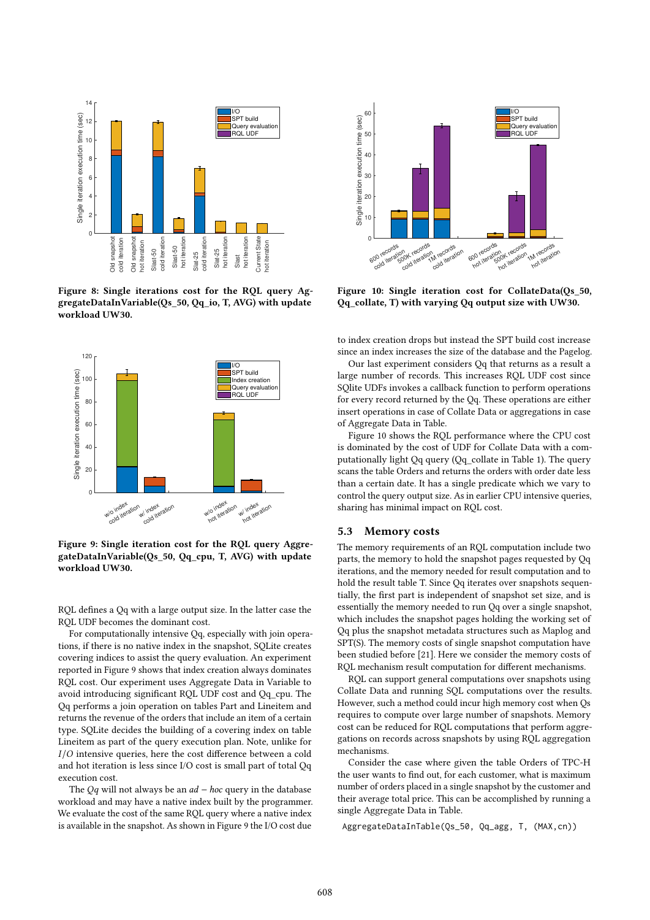Figure 8: Single iterations cost for the RQL query AggregateDataInVariable(Qs_50, Qq_io, T, AVG) with update workload UW30.

Figure 9: Single iteration cost for the RQL query AggregateDataInVariable(Qs_50, Qq_cpu, T, AVG) with update workload UW30.

RQL defines a Qq with a large output size. In the latter case the RQL UDF becomes the dominant cost.

For computationally intensive Qq, especially with join operations, if there is no native index in the snapshot, SQLite creates covering indices to assist the query evaluation. An experiment reported in Figure 9 shows that index creation always dominates RQL cost. Our experiment uses Aggregate Data in Variable to avoid introducing significant RQL UDF cost and Qq_cpu. The Qq performs a join operation on tables Part and Lineitem and returns the revenue of the orders that include an item of a certain type. SQLite decides the building of a covering index on table Lineitem as part of the query execution plan. Note, unlike for $I/O$ intensive queries, here the cost difference between a cold and hot iteration is less since I/O cost is small part of total Qq execution cost.

The $Qq$ will not always be an $ad-hoc$ query in the database workload and may have a native index built by the programmer. We evaluate the cost of the same RQL query where a native index is available in the snapshot. As shown in Figure 9 the I/O cost due to index creation drops but instead the SPT build cost increase since an index increases the size of the database and the Pagelog.

Our last experiment considers Qq that returns as a result a large number of records. This increases RQL UDF cost since SQlite UDFs invokes a callback function to perform operations for every record returned by the Qq. These operations are either insert operations in case of Collate Data or aggregations in case of Aggregate Data in Table.

Figure 10 shows the RQL performance where the CPU cost is dominated by the cost of UDF for Collate Data with a computationally light Qq query (Qq_collate in Table 1). The query scans the table Orders and returns the orders with order date less than a certain date. It has a single predicate which we vary to control the query output size. As in earlier CPU intensive queries, sharing has minimal impact on RQL cost.

Figure 10: Single iteration cost for CollateData(Qs_50, Qq_collate, T) with varying Qq output size with UW30.

## 5.3 Memory costs

The memory requirements of an RQL computation include two parts, the memory to hold the snapshot pages requested by Qq iterations, and the memory needed for result computation and to hold the result table T. Since Qq iterates over snapshots sequentially, the first part is independent of snapshot set size, and is essentially the memory needed to run Qq over a single snapshot, which includes the snapshot pages holding the working set of Qq plus the snapshot metadata structures such as Maplog and SPT(S). The memory costs of single snapshot computation have been studied before [21]. Here we consider the memory costs of RQL mechanism result computation for different mechanisms.

RQL can support general computations over snapshots using Collate Data and running SQL computations over the results. However, such a method could incur high memory cost when Qs requires to compute over large number of snapshots. Memory cost can be reduced for RQL computations that perform aggregations on records across snapshots by using RQL aggregation mechanisms.

Consider the case where given the table Orders of TPC-H the user wants to find out, for each customer, what is maximum number of orders placed in a single snapshot by the customer and their average total price. This can be accomplished by running a single Aggregate Data in Table.

```
AggregateDataInTable(Qs_50, Qq_agg, T, (MAX,cn))
```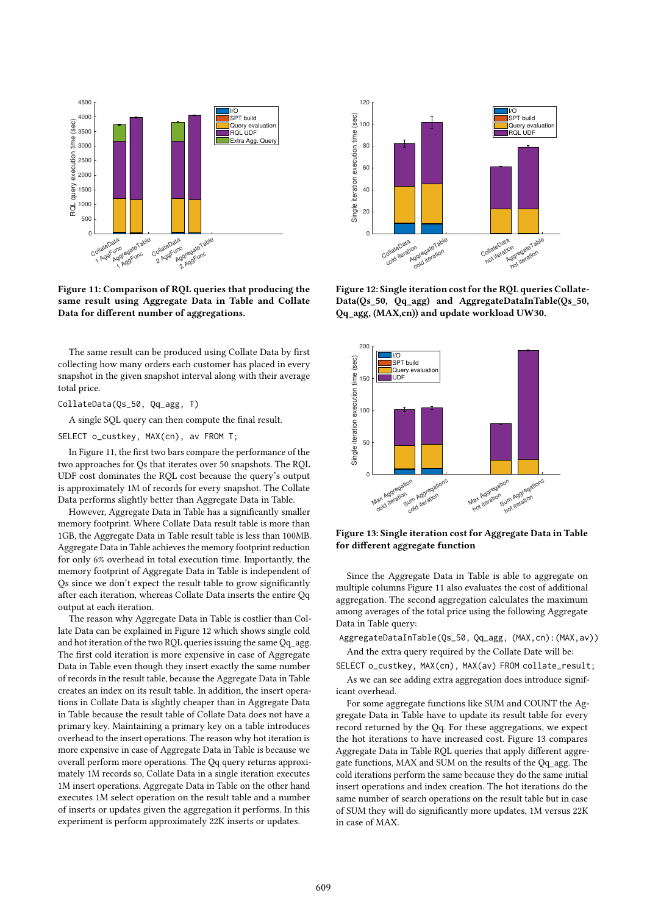**Figure 11: Comparison of RQL queries that producing the same result using Aggregate Data in Table and Collate Data for different number of aggregations.**

**Figure 12: Single iteration cost for the RQL queries CollateData(Qs_50, Qq_agg) and AggregateDataInTable(Qs_50, Qq_agg, (MAX,cn)) and update workload UW30.**

**Figure 13: Single iteration cost for Aggregate Data in Table for different aggregate function**

The same result can be produced using Collate Data by first collecting how many orders each customer has placed in every snapshot in the given snapshot interval along with their average total price.

```
CollateData(Qs_50, Qq_agg, T)
```

A single SQL query can then compute the final result.

```
SELECT o_custkey, MAX(cn), av FROM T;
```

In Figure 11, the first two bars compare the performance of the two approaches for Qs that iterates over 50 snapshots. The RQL UDF cost dominates the RQL cost because the query's output is approximately 1M of records for every snapshot. The Collate Data performs slightly better than Aggregate Data in Table.

However, Aggregate Data in Table has a significantly smaller memory footprint. Where Collate Data result table is more than 1GB, the Aggregate Data in Table result table is less than 100MB. Aggregate Data in Table achieves the memory footprint reduction for only 6% overhead in total execution time. Importantly, the memory footprint of Aggregate Data in Table is independent of Qs since we don't expect the result table to grow significantly after each iteration, whereas Collate Data inserts the entire Qq output at each iteration.

The reason why Aggregate Data in Table is costlier than Collate Data can be explained in Figure 12 which shows single cold and hot iteration of the two RQL queries issuing the same Qq_agg. The first cold iteration is more expensive in case of Aggregate Data in Table even though they insert exactly the same number of records in the result table, because the Aggregate Data in Table creates an index on its result table. In addition, the insert operations in Collate Data is slightly cheaper than in Aggregate Data in Table because the result table of Collate Data does not have a primary key. Maintaining a primary key on a table introduces overhead to the insert operations. The reason why hot iteration is more expensive in case of Aggregate Data in Table is because we overall perform more operations. The Qq query returns approximately 1M records so, Collate Data in a single iteration executes 1M insert operations. Aggregate Data in Table on the other hand executes 1M select operation on the result table and a number of inserts or updates given the aggregation it performs. In this experiment is perform approximately 22K inserts or updates.

Since the Aggregate Data in Table is able to aggregate on multiple columns Figure 11 also evaluates the cost of additional aggregation. The second aggregation calculates the maximum among averages of the total price using the following Aggregate Data in Table query:

```
AggregateDataInTable(Qs_50, Qq_agg, (MAX,cn):(MAX,av))
```

And the extra query required by the Collate Date will be:

```
SELECT o_custkey, MAX(cn), MAX(av) FROM collate_result;
```

As we can see adding extra aggregation does introduce significant overhead.

For some aggregate functions like SUM and COUNT the Aggregate Data in Table have to update its result table for every record returned by the Qq. For these aggregations, we expect the hot iterations to have increased cost. Figure 13 compares Aggregate Data in Table RQL queries that apply different aggregate functions, MAX and SUM on the results of the Qq_agg. The cold iterations perform the same because they do the same initial insert operations and index creation. The hot iterations do the same number of search operations on the result table but in case of SUM they will do significantly more updates, 1M versus 22K in case of MAX.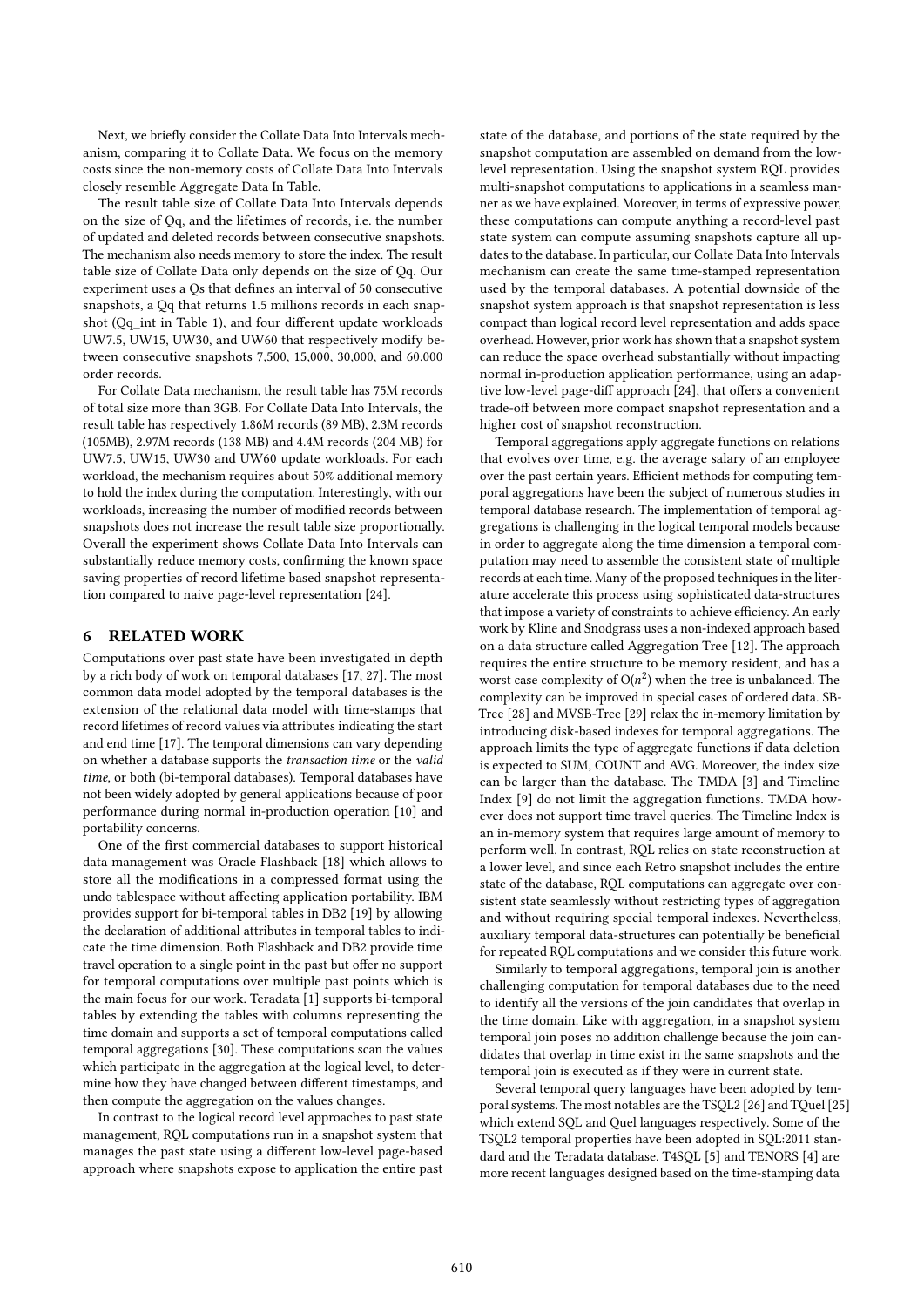Next, we briefly consider the Collate Data Into Intervals mechanism, comparing it to Collate Data. We focus on the memory costs since the non-memory costs of Collate Data Into Intervals closely resemble Aggregate Data In Table.

The result table size of Collate Data Into Intervals depends on the size of Qq, and the lifetimes of records, i.e. the number of updated and deleted records between consecutive snapshots. The mechanism also needs memory to store the index. The result table size of Collate Data only depends on the size of Qq. Our experiment uses a Qs that defines an interval of 50 consecutive snapshots, a Qq that returns 1.5 millions records in each snapshot (Qq_int in Table 1), and four different update workloads UW7.5, UW15, UW30, and UW60 that respectively modify between consecutive snapshots 7,500, 15,000, 30,000, and 60,000 order records.

For Collate Data mechanism, the result table has 75M records of total size more than 3GB. For Collate Data Into Intervals, the result table has respectively 1.86M records (89 MB), 2.3M records (105MB), 2.97M records (138 MB) and 4.4M records (204 MB) for UW7.5, UW15, UW30 and UW60 update workloads. For each workload, the mechanism requires about 50% additional memory to hold the index during the computation. Interestingly, with our workloads, increasing the number of modified records between snapshots does not increase the result table size proportionally. Overall the experiment shows Collate Data Into Intervals can substantially reduce memory costs, confirming the known space saving properties of record lifetime based snapshot representation compared to naive page-level representation [24].

## 6 RELATED WORK

Computations over past state have been investigated in depth by a rich body of work on temporal databases [17, 27]. The most common data model adopted by the temporal databases is the extension of the relational data model with time-stamps that record lifetimes of record values via attributes indicating the start and end time [17]. The temporal dimensions can vary depending on whether a database supports the *transaction time* or the *valid time*, or both (bi-temporal databases). Temporal databases have not been widely adopted by general applications because of poor performance during normal in-production operation [10] and portability concerns.

One of the first commercial databases to support historical data management was Oracle Flashback [18] which allows to store all the modifications in a compressed format using the undo tablespace without affecting application portability. IBM provides support for bi-temporal tables in DB2 [19] by allowing the declaration of additional attributes in temporal tables to indicate the time dimension. Both Flashback and DB2 provide time travel operation to a single point in the past but offer no support for temporal computations over multiple past points which is the main focus for our work. Teradata [1] supports bi-temporal tables by extending the tables with columns representing the time domain and supports a set of temporal computations called temporal aggregations [30]. These computations scan the values which participate in the aggregation at the logical level, to determine how they have changed between different timestamps, and then compute the aggregation on the values changes.

In contrast to the logical record level approaches to past state management, RQL computations run in a snapshot system that manages the past state using a different low-level page-based approach where snapshots expose to application the entire past state of the database, and portions of the state required by the snapshot computation are assembled on demand from the low-level representation. Using the snapshot system RQL provides multi-snapshot computations to applications in a seamless manner as we have explained. Moreover, in terms of expressive power, these computations can compute anything a record-level past state system can compute assuming snapshots capture all updates to the database. In particular, our Collate Data Into Intervals mechanism can create the same time-stamped representation used by the temporal databases. A potential downside of the snapshot system approach is that snapshot representation is less compact than logical record level representation and adds space overhead. However, prior work has shown that a snapshot system can reduce the space overhead substantially without impacting normal in-production application performance, using an adaptive low-level page-diff approach [24], that offers a convenient trade-off between more compact snapshot representation and a higher cost of snapshot reconstruction.

Temporal aggregations apply aggregate functions on relations that evolves over time, e.g. the average salary of an employee over the past certain years. Efficient methods for computing temporal aggregations have been the subject of numerous studies in temporal database research. The implementation of temporal aggregations is challenging in the logical temporal models because in order to aggregate along the time dimension a temporal computation may need to assemble the consistent state of multiple records at each time. Many of the proposed techniques in the literature accelerate this process using sophisticated data-structures that impose a variety of constraints to achieve efficiency. An early work by Kline and Snodgrass uses a non-indexed approach based on a data structure called Aggregation Tree [12]. The approach requires the entire structure to be memory resident, and has a worst case complexity of $O(n^2)$ when the tree is unbalanced. The complexity can be improved in special cases of ordered data. SB-Tree [28] and MVSB-Tree [29] relax the in-memory limitation by introducing disk-based indexes for temporal aggregations. The approach limits the type of aggregate functions if data deletion is expected to SUM, COUNT and AVG. Moreover, the index size can be larger than the database. The TMDA [3] and Timeline Index [9] do not limit the aggregation functions. TMDA however does not support time travel queries. The Timeline Index is an in-memory system that requires large amount of memory to perform well. In contrast, RQL relies on state reconstruction at a lower level, and since each Retro snapshot includes the entire state of the database, RQL computations can aggregate over consistent state seamlessly without restricting types of aggregation and without requiring special temporal indexes. Nevertheless, auxiliary temporal data-structures can potentially be beneficial for repeated RQL computations and we consider this future work.

Similarly to temporal aggregations, temporal join is another challenging computation for temporal databases due to the need to identify all the versions of the join candidates that overlap in the time domain. Like with aggregation, in a snapshot system temporal join poses no addition challenge because the join candidates that overlap in time exist in the same snapshots and the temporal join is executed as if they were in current state.

Several temporal query languages have been adopted by temporal systems. The most notables are the TSQL2 [26] and TQuel [25] which extend SQL and Quel languages respectively. Some of the TSQL2 temporal properties have been adopted in SQL:2011 standard and the Teradata database. T4SQL [5] and TENORS [4] are more recent languages designed based on the time-stamping data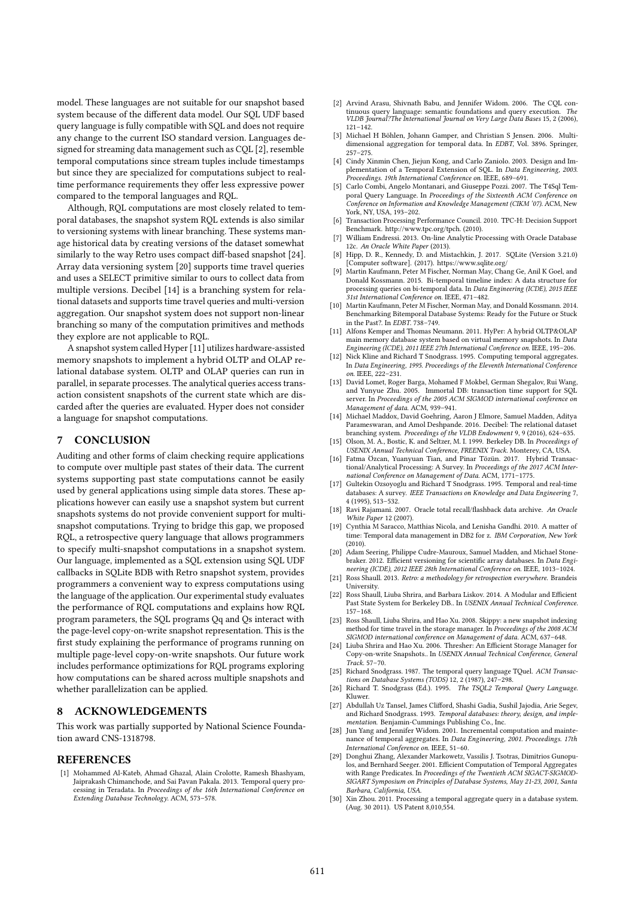model. These languages are not suitable for our snapshot based system because of the different data model. Our SQL UDF based query language is fully compatible with SQL and does not require any change to the current ISO standard version. Languages designed for streaming data management such as CQL [2], resemble temporal computations since stream tuples include timestamps but since they are specialized for computations subject to real-time performance requirements they offer less expressive power compared to the temporal languages and RQL.

Although, RQL computations are most closely related to temporal databases, the snapshot system RQL extends is also similar to versioning systems with linear branching. These systems manage historical data by creating versions of the dataset somewhat similarly to the way Retro uses compact diff-based snapshot [24]. Array data versioning system [20] supports time travel queries and uses a SELECT primitive similar to ours to collect data from multiple versions. Decibel [14] is a branching system for relational datasets and supports time travel queries and multi-version aggregation. Our snapshot system does not support non-linear branching so many of the computation primitives and methods they explore are not applicable to RQL.

A snapshot system called Hyper [11] utilizes hardware-assisted memory snapshots to implement a hybrid OLTP and OLAP relational database system. OLTP and OLAP queries can run in parallel, in separate processes. The analytical queries access transaction consistent snapshots of the current state which are discarded after the queries are evaluated. Hyper does not consider a language for snapshot computations.

## 7 CONCLUSION

Auditing and other forms of claim checking require applications to compute over multiple past states of their data. The current systems supporting past state computations cannot be easily used by general applications using simple data stores. These applications however can easily use a snapshot system but current snapshots systems do not provide convenient support for multi-snapshot computations. Trying to bridge this gap, we proposed RQL, a retrospective query language that allows programmers to specify multi-snapshot computations in a snapshot system. Our language, implemented as a SQL extension using SQL UDF callbacks in SQLite BDB with Retro snapshot system, provides programmers a convenient way to express computations using the language of the application. Our experimental study evaluates the performance of RQL computations and explains how RQL program parameters, the SQL programs Qq and Qs interact with the page-level copy-on-write snapshot representation. This is the first study explaining the performance of programs running on multiple page-level copy-on-write snapshots. Our future work includes performance optimizations for RQL programs exploring how computations can be shared across multiple snapshots and whether parallelization can be applied.

## 8 ACKNOWLEDGEMENTS

This work was partially supported by National Science Foundation award CNS-1318798.

## REFERENCES

[1] Mohammed Al-Kateb, Ahmad Ghazal, Alain Crolotte, Ramesh Bhashyam, Jaiprakash Chimanchode, and Sai Pavan Pakala. 2013. Temporal query processing in Teradata. In *Proceedings of the 16th International Conference on Extending Database Technology*. ACM, 573–578.

[2] Arvind Arasu, Shivnath Babu, and Jennifer Widom. 2006. The CQL continuous query language: semantic foundations and query execution. *The VLDB Journal?The International Journal on Very Large Data Bases* 15, 2 (2006), 121–142.

[3] Michael H Böhlen, Johann Gamper, and Christian S Jensen. 2006. Multi-dimensional aggregation for temporal data. In *EDBT*, Vol. 3896. Springer, 257–275.

[4] Cindy Xinmin Chen, Jiejun Kong, and Carlo Zaniolo. 2003. Design and Implementation of a Temporal Extension of SQL. In *Data Engineering, 2003. Proceedings. 19th International Conference on*. IEEE, 689–691.

[5] Carlo Combi, Angelo Montanari, and Giuseppe Pozzi. 2007. The T4Sql Temporal Query Language. In *Proceedings of the Sixteenth ACM Conference on Conference on Information and Knowledge Management (CIKM '07)*. ACM, New York, NY, USA, 193–202.

[6] Transaction Processing Performance Council. 2010. TPC-H: Decision Support Benchmark. http://www.tpc.org/tpch. (2010).

[7] William Endressi. 2013. On-line Analytic Processing with Oracle Database 12c. *An Oracle White Paper* (2013).

[8] Hipp, D. R., Kennedy, D. and Mistachkin, J. 2017. SQLite (Version 3.21.0) [Computer software]. (2017). https://www.sqlite.org/

[9] Martin Kaufmann, Peter M Fischer, Norman May, Chang Ge, Anil K Goel, and Donald Kossmann. 2015. Bi-temporal timeline index: A data structure for processing queries on bi-temporal data. In *Data Engineering (ICDE), 2015 IEEE 31st International Conference on*. IEEE, 471–482.

[10] Martin Kaufmann, Peter M Fischer, Norman May, and Donald Kossmann. 2014. Benchmarking Bitemporal Database Systems: Ready for the Future or Stuck in the Past?. In *EDBT*. 738–749.

[11] Alfons Kemper and Thomas Neumann. 2011. HyPer: A hybrid OLTP&OLAP main memory database system based on virtual memory snapshots. In *Data Engineering (ICDE), 2011 IEEE 27th International Conference on*. IEEE, 195–206.

[12] Nick Kline and Richard T Snodgrass. 1995. Computing temporal aggregates. In *Data Engineering, 1995. Proceedings of the Eleventh International Conference on*. IEEE, 222–231.

[13] David Lomet, Roger Barga, Mohamed F Mokbel, German Shegalov, Rui Wang, and Yunyue Zhu. 2005. Immortal DB: transaction time support for SQL server. In *Proceedings of the 2005 ACM SIGMOD international conference on Management of data*. ACM, 939–941.

[14] Michael Maddox, David Goehring, Aaron J Elmore, Samuel Madden, Aditya Parameswaran, and Amol Deshpande. 2016. Decibel: The relational dataset branching system. *Proceedings of the VLDB Endowment* 9, 9 (2016), 624–635.

[15] Olson, M. A., Bostic, K. and Seltzer, M. I. 1999. Berkeley DB. In *Proceedings of USENIX Annual Technical Conference, FREENIX Track*. Monterey, CA, USA.

[16] Fatma Özcan, Yuanyuan Tian, and Pinar Tözün. 2017. Hybrid Transactional/Analytical Processing: A Survey. In *Proceedings of the 2017 ACM International Conference on Management of Data*. ACM, 1771–1775.

[17] Gultekin Ozsoyoglu and Richard T Snodgrass. 1995. Temporal and real-time databases: A survey. *IEEE Transactions on Knowledge and Data Engineering* 7, 4 (1995), 513–532.

[18] Ravi Rajamani. 2007. Oracle total recall/flashback data archive. *An Oracle White Paper* 12 (2007).

[19] Cynthia M Saracco, Matthias Nicola, and Lenisha Gandhi. 2010. A matter of time: Temporal data management in DB2 for z. *IBM Corporation, New York* (2010).

[20] Adam Seering, Philippe Cudre-Mauroux, Samuel Madden, and Michael Stonebraker. 2012. Efficient versioning for scientific array databases. In *Data Engineering (ICDE), 2012 IEEE 28th International Conference on*. IEEE, 1013–1024.

[21] Ross Shaull. 2013. *Retro: a methodology for retrospection everywhere*. Brandeis University.

[22] Ross Shaull, Liuba Shrira, and Barbara Liskov. 2014. A Modular and Efficient Past State System for Berkeley DB.. In *USENIX Annual Technical Conference*. 157–168.

[23] Ross Shaull, Liuba Shrira, and Hao Xu. 2008. Skippy: a new snapshot indexing method for time travel in the storage manager. In *Proceedings of the 2008 ACM SIGMOD international conference on Management of data*. ACM, 637–648.

[24] Liuba Shrira and Hao Xu. 2006. Thresher: An Efficient Storage Manager for Copy-on-write Snapshots.. In *USENIX Annual Technical Conference, General Track*. 57–70.

[25] Richard Snodgrass. 1987. The temporal query language TQuel. *ACM Transactions on Database Systems (TODS)* 12, 2 (1987), 247–298.

[26] Richard T. Snodgrass (Ed.). 1995. *The TSQL2 Temporal Query Language*. Kluwer.

[27] Abdullah Uz Tansel, James Clifford, Shashi Gadia, Sushil Jajodia, Arie Segev, and Richard Snodgrass. 1993. *Temporal databases: theory, design, and implementation*. Benjamin-Cummings Publishing Co., Inc.

[28] Jun Yang and Jennifer Widom. 2001. Incremental computation and maintenance of temporal aggregates. In *Data Engineering, 2001. Proceedings. 17th International Conference on*. IEEE, 51–60.

[29] Donghui Zhang, Alexander Markowetz, Vassilis J. Tsotras, Dimitrios Gunopulos, and Bernhard Seeger. 2001. Efficient Computation of Temporal Aggregates with Range Predicates. In *Proceedings of the Twentieth ACM SIGACT-SIGMOD-SIGART Symposium on Principles of Database Systems, May 21-23, 2001, Santa Barbara, California, USA*.

[30] Xin Zhou. 2011. Processing a temporal aggregate query in a database system. (Aug. 30 2011). US Patent 8,010,554.